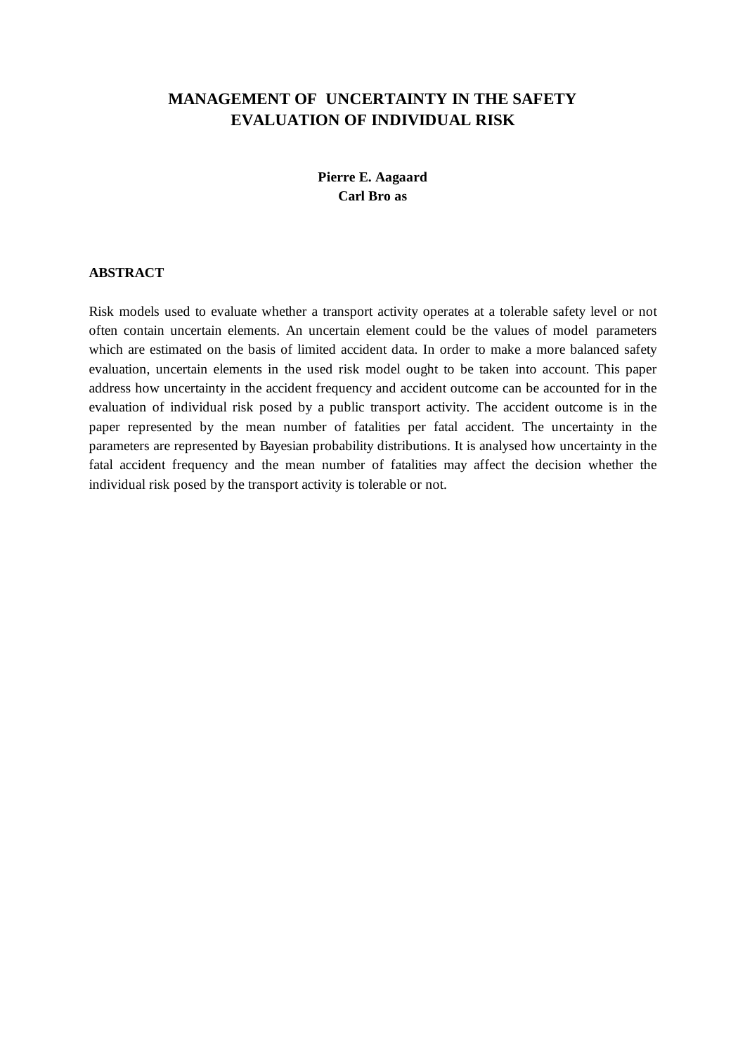# MANAGEMENT OF UNCERTAINTY IN THE SAFETY EVALUATION OF INDIVIDUAL RISK

**Pierre E. Aagaard**
**Carl Bro as**

## ABSTRACT

Risk models used to evaluate whether a transport activity operates at a tolerable safety level or not often contain uncertain elements. An uncertain element could be the values of model parameters which are estimated on the basis of limited accident data. In order to make a more balanced safety evaluation, uncertain elements in the used risk model ought to be taken into account. This paper address how uncertainty in the accident frequency and accident outcome can be accounted for in the evaluation of individual risk posed by a public transport activity. The accident outcome is in the paper represented by the mean number of fatalities per fatal accident. The uncertainty in the parameters are represented by Bayesian probability distributions. It is analysed how uncertainty in the fatal accident frequency and the mean number of fatalities may affect the decision whether the individual risk posed by the transport activity is tolerable or not.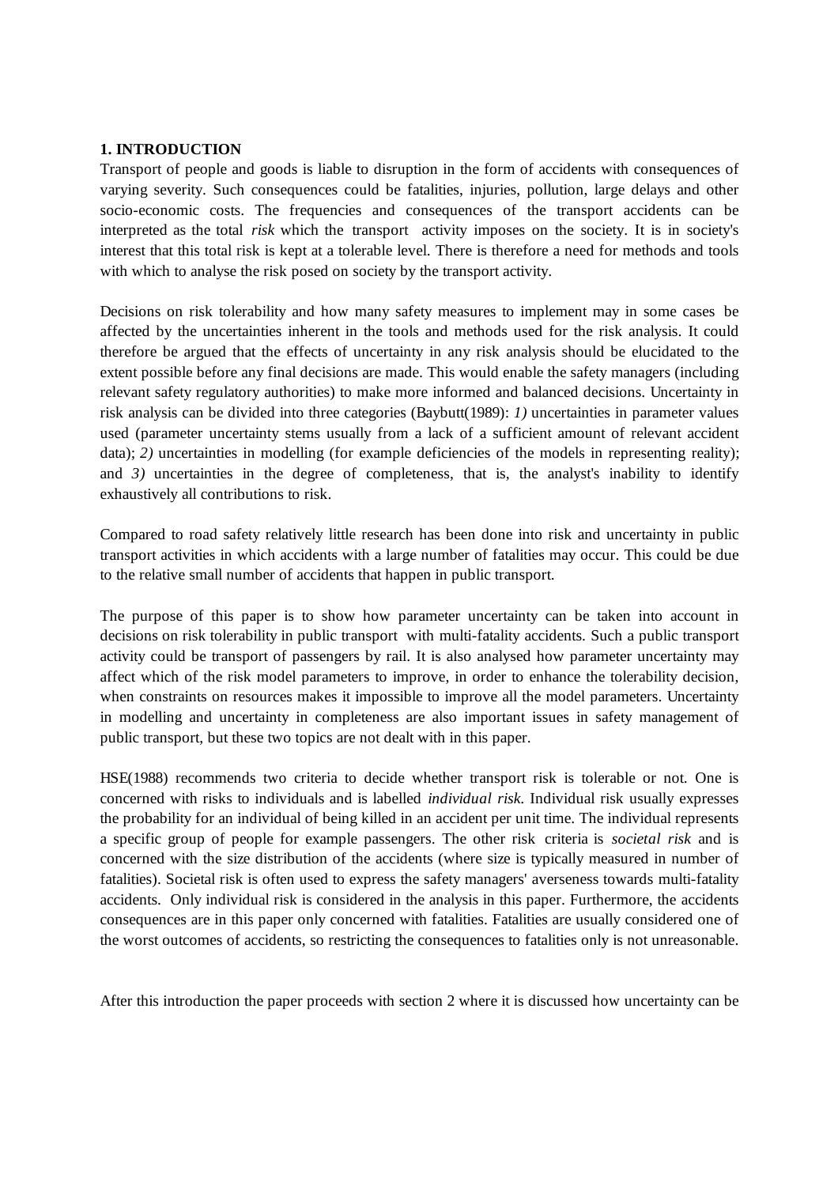## 1. INTRODUCTION

Transport of people and goods is liable to disruption in the form of accidents with consequences of varying severity. Such consequences could be fatalities, injuries, pollution, large delays and other socio-economic costs. The frequencies and consequences of the transport accidents can be interpreted as the total *risk* which the transport activity imposes on the society. It is in society's interest that this total risk is kept at a tolerable level. There is therefore a need for methods and tools with which to analyse the risk posed on society by the transport activity.

Decisions on risk tolerability and how many safety measures to implement may in some cases be affected by the uncertainties inherent in the tools and methods used for the risk analysis. It could therefore be argued that the effects of uncertainty in any risk analysis should be elucidated to the extent possible before any final decisions are made. This would enable the safety managers (including relevant safety regulatory authorities) to make more informed and balanced decisions. Uncertainty in risk analysis can be divided into three categories (Baybutt(1989): *1)* uncertainties in parameter values used (parameter uncertainty stems usually from a lack of a sufficient amount of relevant accident data); *2)* uncertainties in modelling (for example deficiencies of the models in representing reality); and *3)* uncertainties in the degree of completeness, that is, the analyst's inability to identify exhaustively all contributions to risk.

Compared to road safety relatively little research has been done into risk and uncertainty in public transport activities in which accidents with a large number of fatalities may occur. This could be due to the relative small number of accidents that happen in public transport.

The purpose of this paper is to show how parameter uncertainty can be taken into account in decisions on risk tolerability in public transport with multi-fatality accidents. Such a public transport activity could be transport of passengers by rail. It is also analysed how parameter uncertainty may affect which of the risk model parameters to improve, in order to enhance the tolerability decision, when constraints on resources makes it impossible to improve all the model parameters. Uncertainty in modelling and uncertainty in completeness are also important issues in safety management of public transport, but these two topics are not dealt with in this paper.

HSE(1988) recommends two criteria to decide whether transport risk is tolerable or not. One is concerned with risks to individuals and is labelled *individual risk*. Individual risk usually expresses the probability for an individual of being killed in an accident per unit time. The individual represents a specific group of people for example passengers. The other risk criteria is *societal risk* and is concerned with the size distribution of the accidents (where size is typically measured in number of fatalities). Societal risk is often used to express the safety managers' averseness towards multi-fatality accidents. Only individual risk is considered in the analysis in this paper. Furthermore, the accidents consequences are in this paper only concerned with fatalities. Fatalities are usually considered one of the worst outcomes of accidents, so restricting the consequences to fatalities only is not unreasonable.

After this introduction the paper proceeds with section 2 where it is discussed how uncertainty can be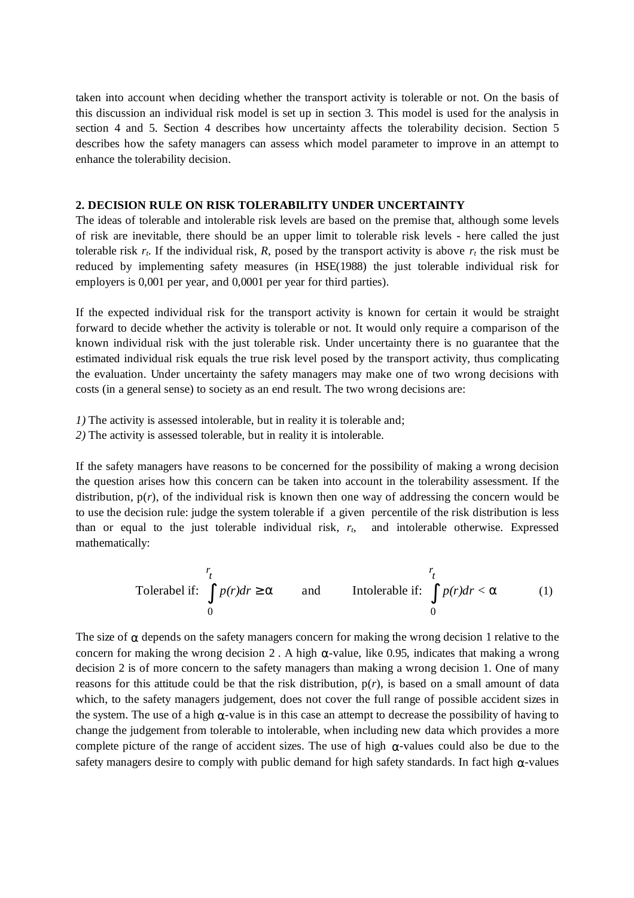taken into account when deciding whether the transport activity is tolerable or not. On the basis of this discussion an individual risk model is set up in section 3. This model is used for the analysis in section 4 and 5. Section 4 describes how uncertainty affects the tolerability decision. Section 5 describes how the safety managers can assess which model parameter to improve in an attempt to enhance the tolerability decision.

## 2. DECISION RULE ON RISK TOLERABILITY UNDER UNCERTAINTY

The ideas of tolerable and intolerable risk levels are based on the premise that, although some levels of risk are inevitable, there should be an upper limit to tolerable risk levels - here called the just tolerable risk $r_t$. If the individual risk, $R$, posed by the transport activity is above $r_t$ the risk must be reduced by implementing safety measures (in HSE(1988) the just tolerable individual risk for employers is 0,001 per year, and 0,0001 per year for third parties).

If the expected individual risk for the transport activity is known for certain it would be straight forward to decide whether the activity is tolerable or not. It would only require a comparison of the known individual risk with the just tolerable risk. Under uncertainty there is no guarantee that the estimated individual risk equals the true risk level posed by the transport activity, thus complicating the evaluation. Under uncertainty the safety managers may make one of two wrong decisions with costs (in a general sense) to society as an end result. The two wrong decisions are:

*1)* The activity is assessed intolerable, but in reality it is tolerable and;
*2)* The activity is assessed tolerable, but in reality it is intolerable.

If the safety managers have reasons to be concerned for the possibility of making a wrong decision the question arises how this concern can be taken into account in the tolerability assessment. If the distribution, p($r$), of the individual risk is known then one way of addressing the concern would be to use the decision rule: judge the system tolerable if a given percentile of the risk distribution is less than or equal to the just tolerable individual risk, $r_t$, and intolerable otherwise. Expressed mathematically:

$$\text{Tolerabel if: } \int_0^{r_t} p(r)dr \geq \alpha \qquad \text{and} \qquad \text{Intolerable if: } \int_0^{r_t} p(r)dr < \alpha \tag{1}$$

The size of $\alpha$ depends on the safety managers concern for making the wrong decision 1 relative to the concern for making the wrong decision 2 . A high $\alpha$-value, like 0.95, indicates that making a wrong decision 2 is of more concern to the safety managers than making a wrong decision 1. One of many reasons for this attitude could be that the risk distribution, p($r$), is based on a small amount of data which, to the safety managers judgement, does not cover the full range of possible accident sizes in the system. The use of a high $\alpha$-value is in this case an attempt to decrease the possibility of having to change the judgement from tolerable to intolerable, when including new data which provides a more complete picture of the range of accident sizes. The use of high $\alpha$-values could also be due to the safety managers desire to comply with public demand for high safety standards. In fact high $\alpha$-values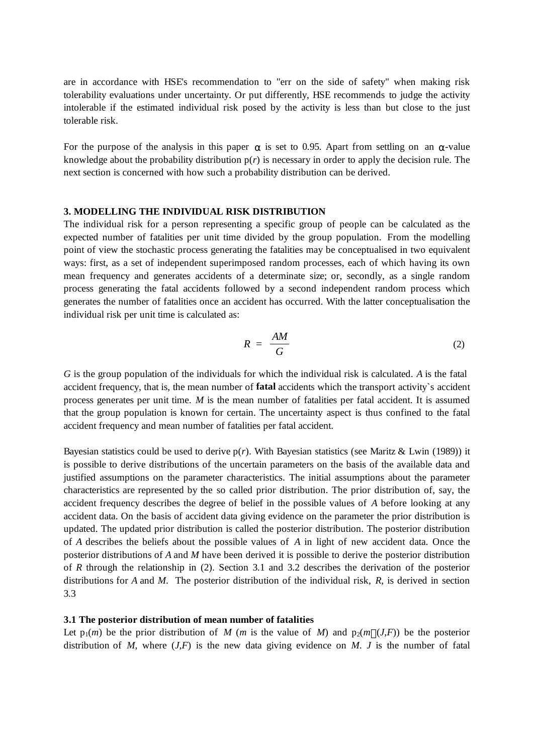are in accordance with HSE's recommendation to "err on the side of safety" when making risk tolerability evaluations under uncertainty. Or put differently, HSE recommends to judge the activity intolerable if the estimated individual risk posed by the activity is less than but close to the just tolerable risk.

For the purpose of the analysis in this paper $\alpha$ is set to 0.95. Apart from settling on an $\alpha$-value knowledge about the probability distribution $p(r)$ is necessary in order to apply the decision rule. The next section is concerned with how such a probability distribution can be derived.

## 3. MODELLING THE INDIVIDUAL RISK DISTRIBUTION

The individual risk for a person representing a specific group of people can be calculated as the expected number of fatalities per unit time divided by the group population. From the modelling point of view the stochastic process generating the fatalities may be conceptualised in two equivalent ways: first, as a set of independent superimposed random processes, each of which having its own mean frequency and generates accidents of a determinate size; or, secondly, as a single random process generating the fatal accidents followed by a second independent random process which generates the number of fatalities once an accident has occurred. With the latter conceptualisation the individual risk per unit time is calculated as:

$$R = \frac{AM}{G} \tag{2}$$

$G$ is the group population of the individuals for which the individual risk is calculated. $A$ is the fatal accident frequency, that is, the mean number of **fatal** accidents which the transport activity`s accident process generates per unit time. $M$ is the mean number of fatalities per fatal accident. It is assumed that the group population is known for certain. The uncertainty aspect is thus confined to the fatal accident frequency and mean number of fatalities per fatal accident.

Bayesian statistics could be used to derive $p(r)$. With Bayesian statistics (see Maritz & Lwin (1989)) it is possible to derive distributions of the uncertain parameters on the basis of the available data and justified assumptions on the parameter characteristics. The initial assumptions about the parameter characteristics are represented by the so called prior distribution. The prior distribution of, say, the accident frequency describes the degree of belief in the possible values of $A$ before looking at any accident data. On the basis of accident data giving evidence on the parameter the prior distribution is updated. The updated prior distribution is called the posterior distribution. The posterior distribution of $A$ describes the beliefs about the possible values of $A$ in light of new accident data. Once the posterior distributions of $A$ and $M$ have been derived it is possible to derive the posterior distribution of $R$ through the relationship in (2). Section 3.1 and 3.2 describes the derivation of the posterior distributions for $A$ and $M$. The posterior distribution of the individual risk, $R$, is derived in section 3.3

### 3.1 The posterior distribution of mean number of fatalities

Let $p_1(m)$ be the prior distribution of $M$ ($m$ is the value of $M$) and $p_2(m|(J,F))$ be the posterior distribution of $M$, where $(J,F)$ is the new data giving evidence on $M$. $J$ is the number of fatal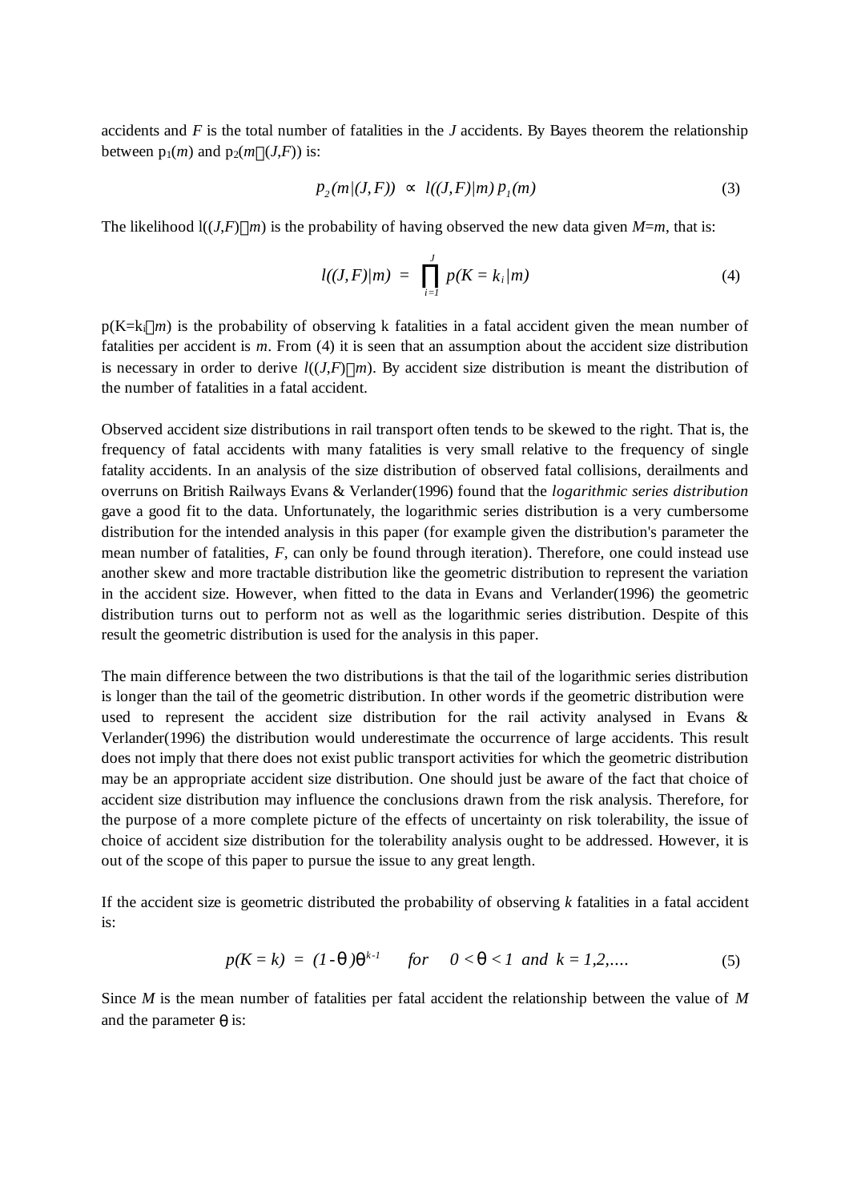accidents and $F$ is the total number of fatalities in the $J$ accidents. By Bayes theorem the relationship between $p_1(m)$ and $p_2(m|(J,F))$ is:

$$p_2(m|(J,F)) \;\propto\; l((J,F)|m)\, p_1(m) \tag{3}$$

The likelihood $l((J,F)|m)$ is the probability of having observed the new data given $M$=$m$, that is:

$$l((J,F)|m) \;=\; \prod_{i=1}^{J} p(K = k_i|m) \tag{4}$$

$p(K=k_i|m)$ is the probability of observing k fatalities in a fatal accident given the mean number of fatalities per accident is $m$. From (4) it is seen that an assumption about the accident size distribution is necessary in order to derive $l((J,F)|m)$. By accident size distribution is meant the distribution of the number of fatalities in a fatal accident.

Observed accident size distributions in rail transport often tends to be skewed to the right. That is, the frequency of fatal accidents with many fatalities is very small relative to the frequency of single fatality accidents. In an analysis of the size distribution of observed fatal collisions, derailments and overruns on British Railways Evans & Verlander(1996) found that the *logarithmic series distribution* gave a good fit to the data. Unfortunately, the logarithmic series distribution is a very cumbersome distribution for the intended analysis in this paper (for example given the distribution's parameter the mean number of fatalities, $F$, can only be found through iteration). Therefore, one could instead use another skew and more tractable distribution like the geometric distribution to represent the variation in the accident size. However, when fitted to the data in Evans and Verlander(1996) the geometric distribution turns out to perform not as well as the logarithmic series distribution. Despite of this result the geometric distribution is used for the analysis in this paper.

The main difference between the two distributions is that the tail of the logarithmic series distribution is longer than the tail of the geometric distribution. In other words if the geometric distribution were used to represent the accident size distribution for the rail activity analysed in Evans & Verlander(1996) the distribution would underestimate the occurrence of large accidents. This result does not imply that there does not exist public transport activities for which the geometric distribution may be an appropriate accident size distribution. One should just be aware of the fact that choice of accident size distribution may influence the conclusions drawn from the risk analysis. Therefore, for the purpose of a more complete picture of the effects of uncertainty on risk tolerability, the issue of choice of accident size distribution for the tolerability analysis ought to be addressed. However, it is out of the scope of this paper to pursue the issue to any great length.

If the accident size is geometric distributed the probability of observing $k$ fatalities in a fatal accident is:

$$p(K = k) \;=\; (1-\theta)\theta^{k-1} \qquad for \quad 0 < \theta < 1 \;\; and \;\; k = 1,2,.... \tag{5}$$

Since $M$ is the mean number of fatalities per fatal accident the relationship between the value of $M$ and the parameter $\theta$ is: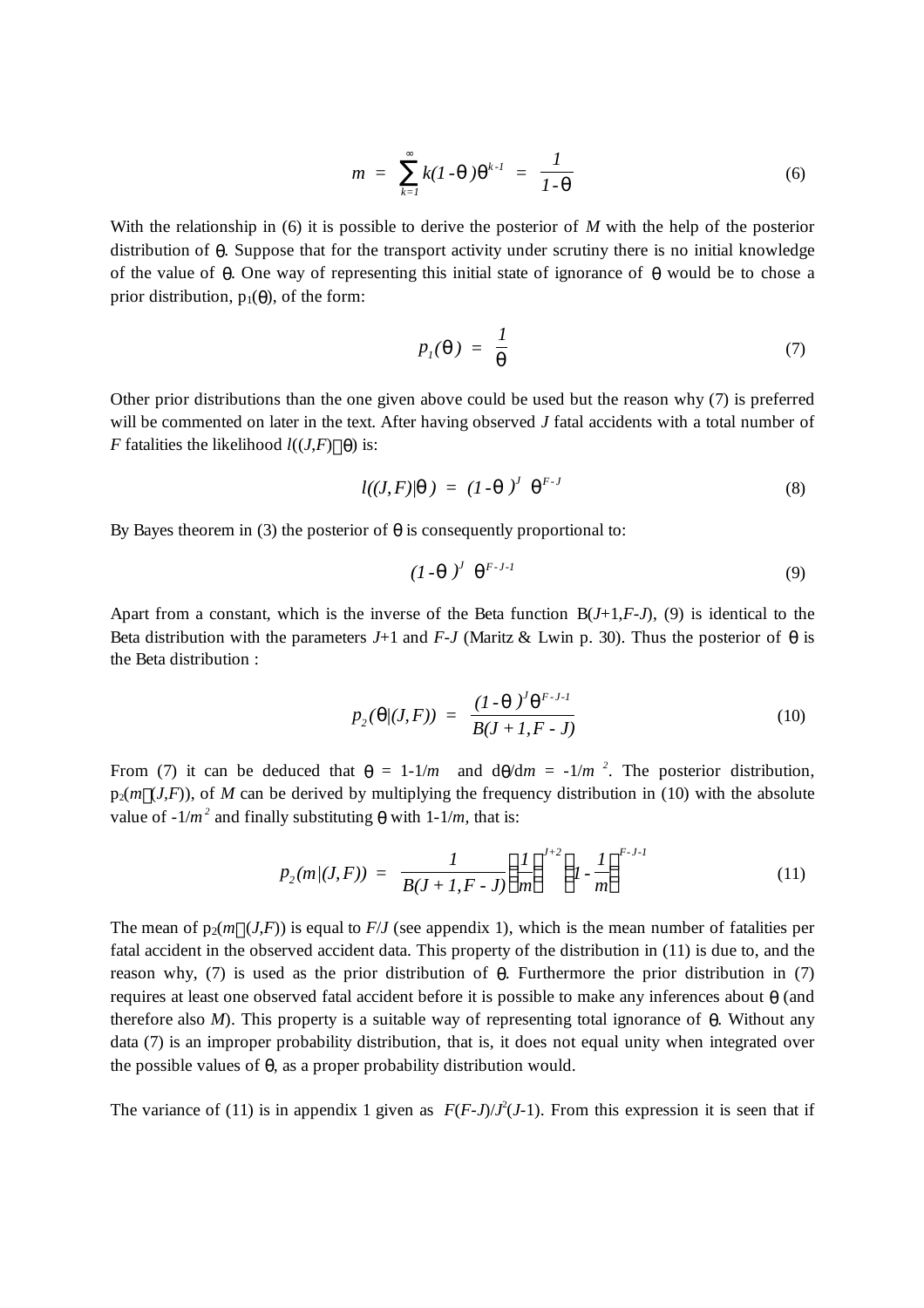$$m = \sum_{k=1}^{\infty} k(1-\theta)\theta^{k-1} = \frac{1}{1-\theta} \tag{6}$$

With the relationship in (6) it is possible to derive the posterior of $M$ with the help of the posterior distribution of $\theta$. Suppose that for the transport activity under scrutiny there is no initial knowledge of the value of $\theta$. One way of representing this initial state of ignorance of $\theta$ would be to chose a prior distribution, $p_1(\theta)$, of the form:

$$p_1(\theta) = \frac{1}{\theta} \tag{7}$$

Other prior distributions than the one given above could be used but the reason why (7) is preferred will be commented on later in the text. After having observed $J$ fatal accidents with a total number of $F$ fatalities the likelihood $l((J,F)|\theta)$ is:

$$l((J,F)|\theta) = (1-\theta)^{J} \ \theta^{F-J} \tag{8}$$

By Bayes theorem in (3) the posterior of $\theta$ is consequently proportional to:

$$(1-\theta)^{J} \ \theta^{F-J-1} \tag{9}$$

Apart from a constant, which is the inverse of the Beta function $B(J+1,F-J)$, (9) is identical to the Beta distribution with the parameters $J+1$ and $F-J$ (Maritz & Lwin p. 30). Thus the posterior of $\theta$ is the Beta distribution :

$$p_2(\theta|(J,F)) = \frac{(1-\theta)^{J}\theta^{F-J-1}}{B(J+1,F-J)} \tag{10}$$

From (7) it can be deduced that $\theta = 1-1/m$ and $d\theta/dm = -1/m^{2}$. The posterior distribution, $p_2(m|(J,F))$, of $M$ can be derived by multiplying the frequency distribution in (10) with the absolute value of $-1/m^{2}$ and finally substituting $\theta$ with $1-1/m$, that is:

$$p_2(m|(J,F)) = \frac{1}{B(J+1,F-J)}\left(\frac{1}{m}\right)^{J+2}\left(1-\frac{1}{m}\right)^{F-J-1} \tag{11}$$

The mean of $p_2(m|(J,F))$ is equal to $F/J$ (see appendix 1), which is the mean number of fatalities per fatal accident in the observed accident data. This property of the distribution in (11) is due to, and the reason why, (7) is used as the prior distribution of $\theta$. Furthermore the prior distribution in (7) requires at least one observed fatal accident before it is possible to make any inferences about $\theta$ (and therefore also $M$). This property is a suitable way of representing total ignorance of $\theta$. Without any data (7) is an improper probability distribution, that is, it does not equal unity when integrated over the possible values of $\theta$, as a proper probability distribution would.

The variance of (11) is in appendix 1 given as $F(F-J)/J^{2}(J-1)$. From this expression it is seen that if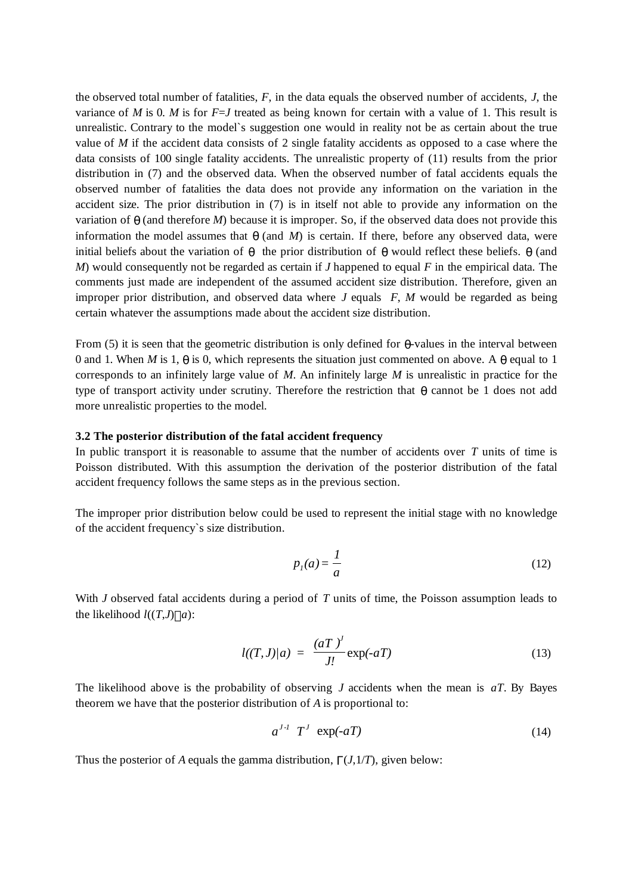the observed total number of fatalities, $F$, in the data equals the observed number of accidents, $J$, the variance of $M$ is 0. $M$ is for $F=J$ treated as being known for certain with a value of 1. This result is unrealistic. Contrary to the model`s suggestion one would in reality not be as certain about the true value of $M$ if the accident data consists of 2 single fatality accidents as opposed to a case where the data consists of 100 single fatality accidents. The unrealistic property of (11) results from the prior distribution in (7) and the observed data. When the observed number of fatal accidents equals the observed number of fatalities the data does not provide any information on the variation in the accident size. The prior distribution in (7) is in itself not able to provide any information on the variation of $\theta$ (and therefore $M$) because it is improper. So, if the observed data does not provide this information the model assumes that $\theta$ (and $M$) is certain. If there, before any observed data, were initial beliefs about the variation of $\theta$ the prior distribution of $\theta$ would reflect these beliefs. $\theta$ (and $M$) would consequently not be regarded as certain if $J$ happened to equal $F$ in the empirical data. The comments just made are independent of the assumed accident size distribution. Therefore, given an improper prior distribution, and observed data where $J$ equals $F$, $M$ would be regarded as being certain whatever the assumptions made about the accident size distribution.

From (5) it is seen that the geometric distribution is only defined for $\theta$-values in the interval between 0 and 1. When $M$ is 1, $\theta$ is 0, which represents the situation just commented on above. A $\theta$ equal to 1 corresponds to an infinitely large value of $M$. An infinitely large $M$ is unrealistic in practice for the type of transport activity under scrutiny. Therefore the restriction that $\theta$ cannot be 1 does not add more unrealistic properties to the model.

### 3.2 The posterior distribution of the fatal accident frequency

In public transport it is reasonable to assume that the number of accidents over $T$ units of time is Poisson distributed. With this assumption the derivation of the posterior distribution of the fatal accident frequency follows the same steps as in the previous section.

The improper prior distribution below could be used to represent the initial stage with no knowledge of the accident frequency`s size distribution.

$$p_1(a) = \frac{1}{a} \tag{12}$$

With $J$ observed fatal accidents during a period of $T$ units of time, the Poisson assumption leads to the likelihood $l((T,J)|a)$:

$$l((T,J)|a) = \frac{(aT)^J}{J!}\exp(-aT) \tag{13}$$

The likelihood above is the probability of observing $J$ accidents when the mean is $aT$. By Bayes theorem we have that the posterior distribution of $A$ is proportional to:

$$a^{J-1}\;T^J\;\exp(-aT) \tag{14}$$

Thus the posterior of $A$ equals the gamma distribution, $\Gamma(J,1/T)$, given below: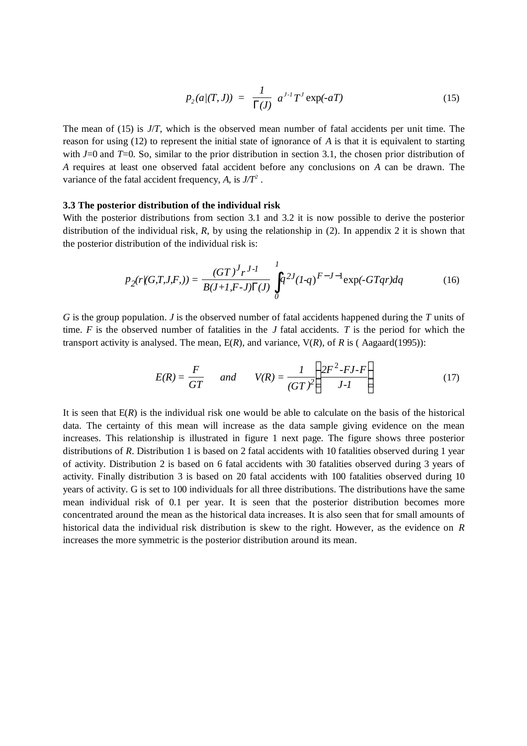$$p_2(a|(T,J)) = \frac{1}{\Gamma(J)} a^{J-1} T^J \exp(-aT) \tag{15}$$

The mean of (15) is $J/T$, which is the observed mean number of fatal accidents per unit time. The reason for using (12) to represent the initial state of ignorance of $A$ is that it is equivalent to starting with $J$=0 and $T$=0. So, similar to the prior distribution in section 3.1, the chosen prior distribution of $A$ requires at least one observed fatal accident before any conclusions on $A$ can be drawn. The variance of the fatal accident frequency, $A$, is $J/T^2$ .

### 3.3 The posterior distribution of the individual risk

With the posterior distributions from section 3.1 and 3.2 it is now possible to derive the posterior distribution of the individual risk, $R$, by using the relationship in (2). In appendix 2 it is shown that the posterior distribution of the individual risk is:

$$p_2(r|(G,T,J,F,)) = \frac{(GT)^J r^{J-1}}{B(J+1,F-J)\Gamma(J)} \int_0^1 q^{2J}(1-q)^{F-J-1}\exp(-GTqr)dq \tag{16}$$

$G$ is the group population. $J$ is the observed number of fatal accidents happened during the $T$ units of time. $F$ is the observed number of fatalities in the $J$ fatal accidents. $T$ is the period for which the transport activity is analysed. The mean, E($R$), and variance, V($R$), of $R$ is ( Aagaard(1995)):

$$E(R) = \frac{F}{GT} \quad \text{and} \quad V(R) = \frac{1}{(GT)^2}\left(\frac{2F^2\text{-}FJ\text{-}F}{J\text{-}1}\right) \tag{17}$$

It is seen that E($R$) is the individual risk one would be able to calculate on the basis of the historical data. The certainty of this mean will increase as the data sample giving evidence on the mean increases. This relationship is illustrated in figure 1 next page. The figure shows three posterior distributions of $R$. Distribution 1 is based on 2 fatal accidents with 10 fatalities observed during 1 year of activity. Distribution 2 is based on 6 fatal accidents with 30 fatalities observed during 3 years of activity. Finally distribution 3 is based on 20 fatal accidents with 100 fatalities observed during 10 years of activity. G is set to 100 individuals for all three distributions. The distributions have the same mean individual risk of 0.1 per year. It is seen that the posterior distribution becomes more concentrated around the mean as the historical data increases. It is also seen that for small amounts of historical data the individual risk distribution is skew to the right. However, as the evidence on $R$ increases the more symmetric is the posterior distribution around its mean.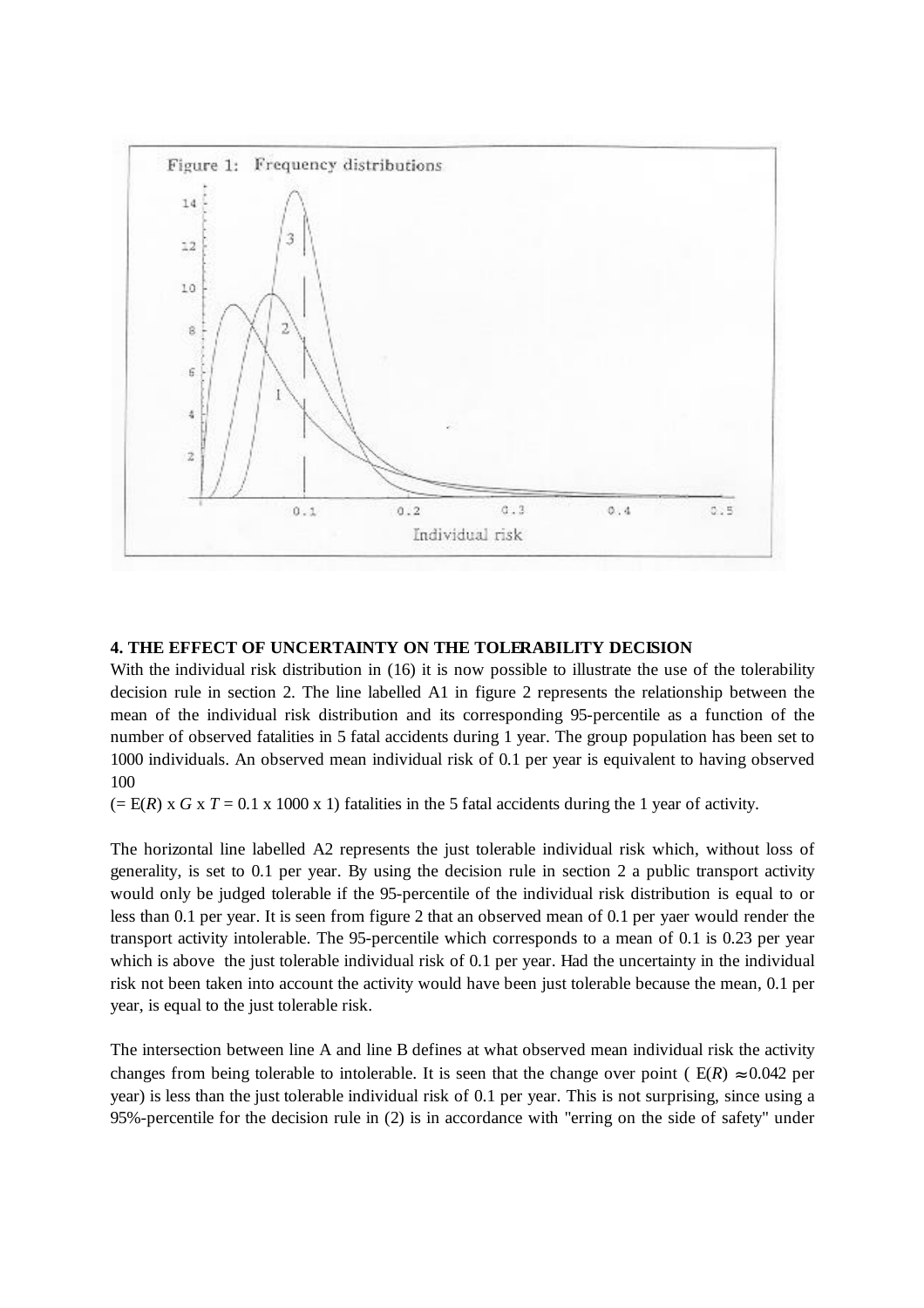Figure 1: Frequency distributions

## 4. THE EFFECT OF UNCERTAINTY ON THE TOLERABILITY DECISION

With the individual risk distribution in (16) it is now possible to illustrate the use of the tolerability decision rule in section 2. The line labelled A1 in figure 2 represents the relationship between the mean of the individual risk distribution and its corresponding 95-percentile as a function of the number of observed fatalities in 5 fatal accidents during 1 year. The group population has been set to 1000 individuals. An observed mean individual risk of 0.1 per year is equivalent to having observed 100

(= $E(R)$ x $G$ x $T$ = 0.1 x 1000 x 1) fatalities in the 5 fatal accidents during the 1 year of activity.

The horizontal line labelled A2 represents the just tolerable individual risk which, without loss of generality, is set to 0.1 per year. By using the decision rule in section 2 a public transport activity would only be judged tolerable if the 95-percentile of the individual risk distribution is equal to or less than 0.1 per year. It is seen from figure 2 that an observed mean of 0.1 per yaer would render the transport activity intolerable. The 95-percentile which corresponds to a mean of 0.1 is 0.23 per year which is above the just tolerable individual risk of 0.1 per year. Had the uncertainty in the individual risk not been taken into account the activity would have been just tolerable because the mean, 0.1 per year, is equal to the just tolerable risk.

The intersection between line A and line B defines at what observed mean individual risk the activity changes from being tolerable to intolerable. It is seen that the change over point ( $E(R) \approx 0.042$ per year) is less than the just tolerable individual risk of 0.1 per year. This is not surprising, since using a 95%-percentile for the decision rule in (2) is in accordance with "erring on the side of safety" under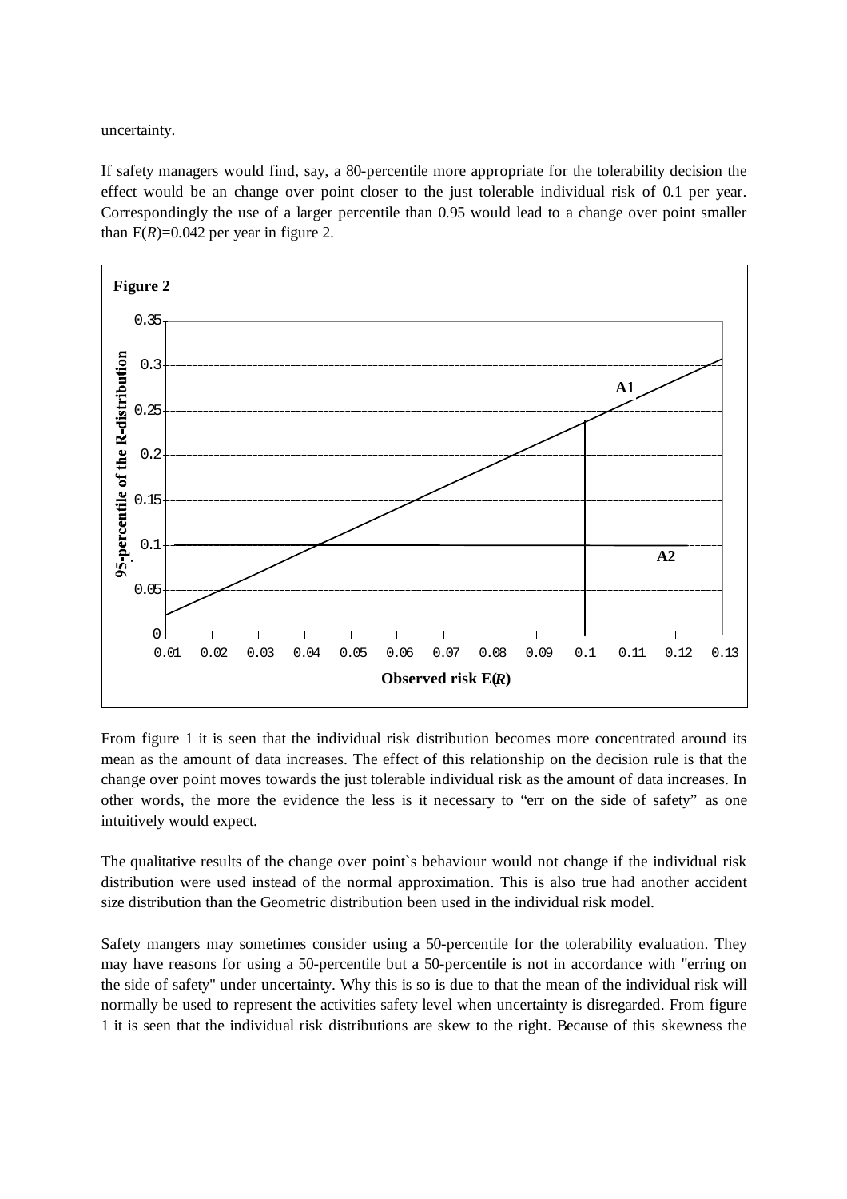uncertainty.

If safety managers would find, say, a 80-percentile more appropriate for the tolerability decision the effect would be an change over point closer to the just tolerable individual risk of 0.1 per year. Correspondingly the use of a larger percentile than 0.95 would lead to a change over point smaller than $E(R)$=0.042 per year in figure 2.

**Figure 2**

From figure 1 it is seen that the individual risk distribution becomes more concentrated around its mean as the amount of data increases. The effect of this relationship on the decision rule is that the change over point moves towards the just tolerable individual risk as the amount of data increases. In other words, the more the evidence the less is it necessary to "err on the side of safety" as one intuitively would expect.

The qualitative results of the change over point`s behaviour would not change if the individual risk distribution were used instead of the normal approximation. This is also true had another accident size distribution than the Geometric distribution been used in the individual risk model.

Safety mangers may sometimes consider using a 50-percentile for the tolerability evaluation. They may have reasons for using a 50-percentile but a 50-percentile is not in accordance with "erring on the side of safety" under uncertainty. Why this is so is due to that the mean of the individual risk will normally be used to represent the activities safety level when uncertainty is disregarded. From figure 1 it is seen that the individual risk distributions are skew to the right. Because of this skewness the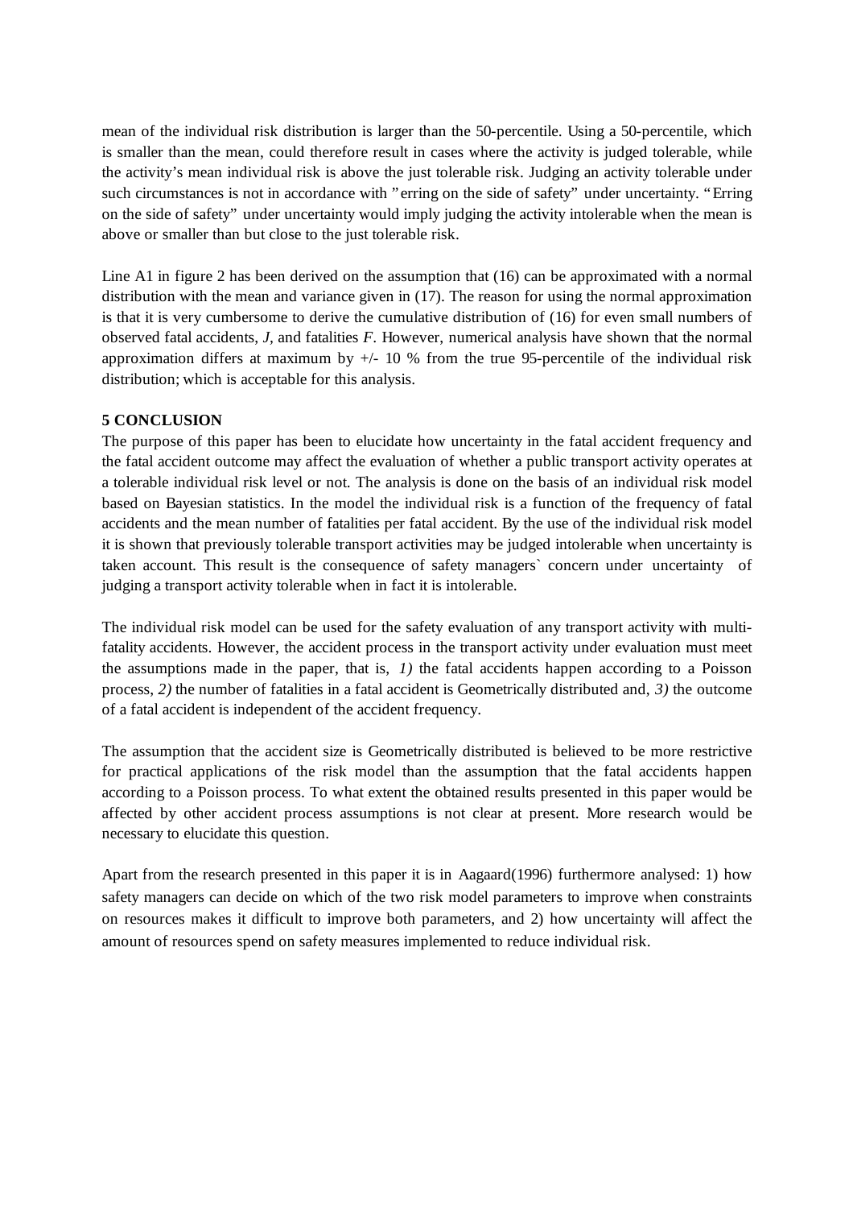mean of the individual risk distribution is larger than the 50-percentile. Using a 50-percentile, which is smaller than the mean, could therefore result in cases where the activity is judged tolerable, while the activity's mean individual risk is above the just tolerable risk. Judging an activity tolerable under such circumstances is not in accordance with "erring on the side of safety" under uncertainty. "Erring on the side of safety" under uncertainty would imply judging the activity intolerable when the mean is above or smaller than but close to the just tolerable risk.

Line A1 in figure 2 has been derived on the assumption that (16) can be approximated with a normal distribution with the mean and variance given in (17). The reason for using the normal approximation is that it is very cumbersome to derive the cumulative distribution of (16) for even small numbers of observed fatal accidents, $J$, and fatalities $F$. However, numerical analysis have shown that the normal approximation differs at maximum by +/- 10 % from the true 95-percentile of the individual risk distribution; which is acceptable for this analysis.

## 5 CONCLUSION

The purpose of this paper has been to elucidate how uncertainty in the fatal accident frequency and the fatal accident outcome may affect the evaluation of whether a public transport activity operates at a tolerable individual risk level or not. The analysis is done on the basis of an individual risk model based on Bayesian statistics. In the model the individual risk is a function of the frequency of fatal accidents and the mean number of fatalities per fatal accident. By the use of the individual risk model it is shown that previously tolerable transport activities may be judged intolerable when uncertainty is taken account. This result is the consequence of safety managers` concern under uncertainty of judging a transport activity tolerable when in fact it is intolerable.

The individual risk model can be used for the safety evaluation of any transport activity with multi-fatality accidents. However, the accident process in the transport activity under evaluation must meet the assumptions made in the paper, that is, *1)* the fatal accidents happen according to a Poisson process, *2)* the number of fatalities in a fatal accident is Geometrically distributed and, *3)* the outcome of a fatal accident is independent of the accident frequency.

The assumption that the accident size is Geometrically distributed is believed to be more restrictive for practical applications of the risk model than the assumption that the fatal accidents happen according to a Poisson process. To what extent the obtained results presented in this paper would be affected by other accident process assumptions is not clear at present. More research would be necessary to elucidate this question.

Apart from the research presented in this paper it is in Aagaard(1996) furthermore analysed: 1) how safety managers can decide on which of the two risk model parameters to improve when constraints on resources makes it difficult to improve both parameters, and 2) how uncertainty will affect the amount of resources spend on safety measures implemented to reduce individual risk.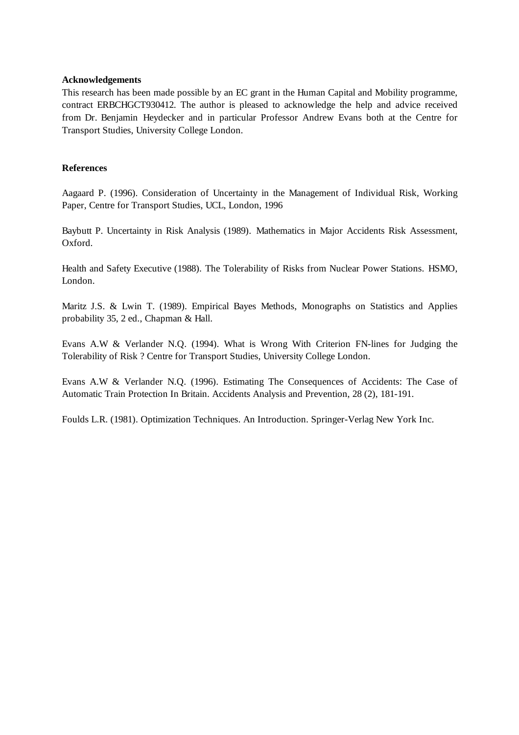**Acknowledgements**

This research has been made possible by an EC grant in the Human Capital and Mobility programme, contract ERBCHGCT930412. The author is pleased to acknowledge the help and advice received from Dr. Benjamin Heydecker and in particular Professor Andrew Evans both at the Centre for Transport Studies, University College London.

**References**

Aagaard P. (1996). Consideration of Uncertainty in the Management of Individual Risk, Working Paper, Centre for Transport Studies, UCL, London, 1996

Baybutt P. Uncertainty in Risk Analysis (1989). Mathematics in Major Accidents Risk Assessment, Oxford.

Health and Safety Executive (1988). The Tolerability of Risks from Nuclear Power Stations. HSMO, London.

Maritz J.S. & Lwin T. (1989). Empirical Bayes Methods, Monographs on Statistics and Applies probability 35, 2 ed., Chapman & Hall.

Evans A.W & Verlander N.Q. (1994). What is Wrong With Criterion FN-lines for Judging the Tolerability of Risk ? Centre for Transport Studies, University College London.

Evans A.W & Verlander N.Q. (1996). Estimating The Consequences of Accidents: The Case of Automatic Train Protection In Britain. Accidents Analysis and Prevention, 28 (2), 181-191.

Foulds L.R. (1981). Optimization Techniques. An Introduction. Springer-Verlag New York Inc.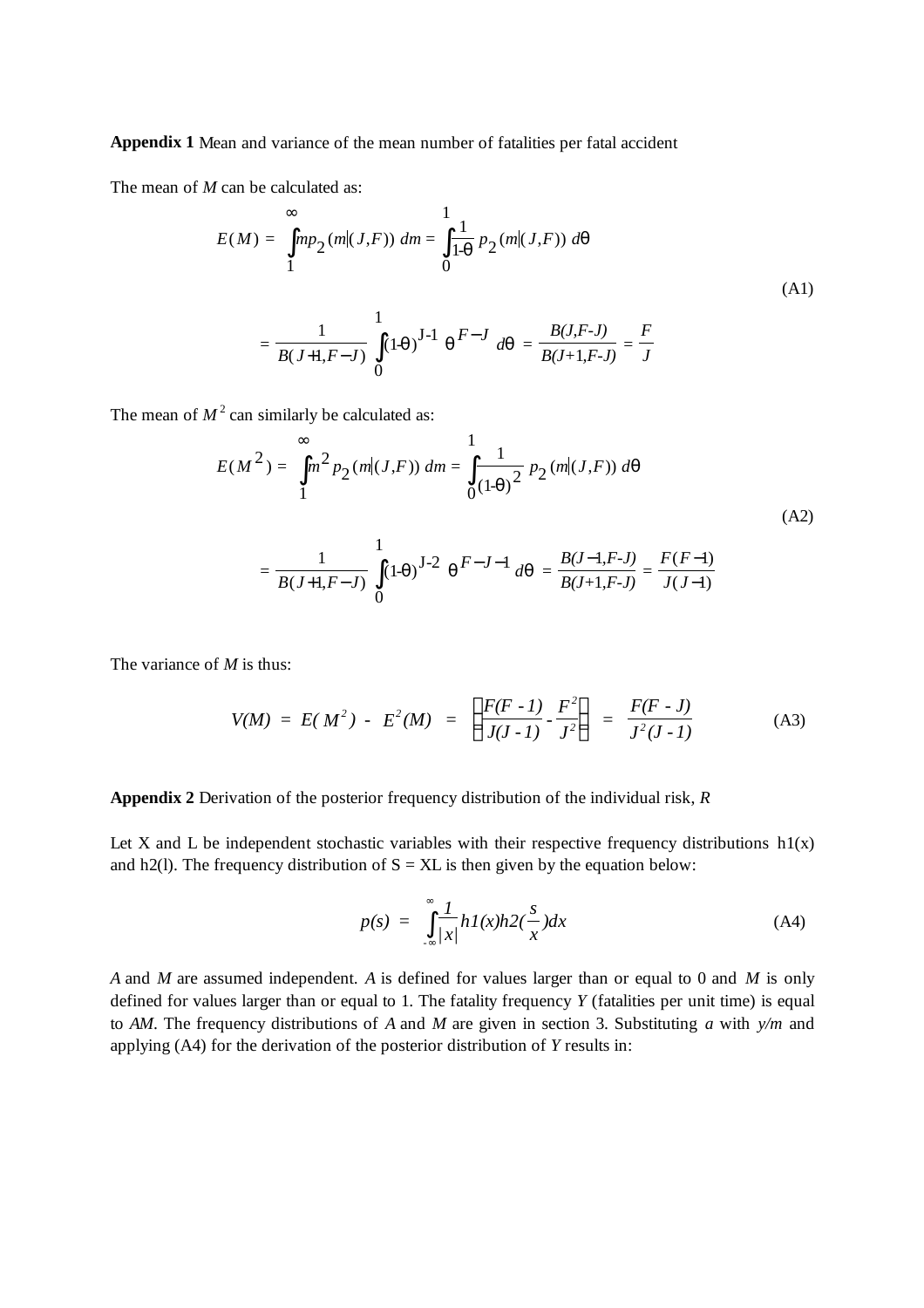**Appendix 1** Mean and variance of the mean number of fatalities per fatal accident

The mean of $M$ can be calculated as:

$$E(M) = \int_1^{\infty} m p_2(m|(J,F))\, dm = \int_0^1 \frac{1}{1-\theta} p_2(m|(J,F))\, d\theta$$

$$= \frac{1}{B(J+1,F-J)} \int_0^1 (1-\theta)^{J-1}\, \theta^{F-J}\, d\theta = \frac{B(J,F-J)}{B(J+1,F-J)} = \frac{F}{J} \tag{A1}$$

The mean of $M^2$ can similarly be calculated as:

$$E(M^2) = \int_1^{\infty} m^2 p_2(m|(J,F))\, dm = \int_0^1 \frac{1}{(1-\theta)^2} p_2(m|(J,F))\, d\theta$$

$$= \frac{1}{B(J+1,F-J)} \int_0^1 (1-\theta)^{J-2}\, \theta^{F-J-1}\, d\theta = \frac{B(J-1,F-J)}{B(J+1,F-J)} = \frac{F(F-1)}{J(J-1)} \tag{A2}$$

The variance of $M$ is thus:

$$V(M) = E(M^2) - E^2(M) = \left(\frac{F(F-1)}{J(J-1)} - \frac{F^2}{J^2}\right) = \frac{F(F-J)}{J^2(J-1)} \tag{A3}$$

**Appendix 2** Derivation of the posterior frequency distribution of the individual risk, $R$

Let X and L be independent stochastic variables with their respective frequency distributions $h1(x)$ and $h2(l)$. The frequency distribution of $S = XL$ is then given by the equation below:

$$p(s) = \int_{-\infty}^{\infty} \frac{1}{|x|} h1(x) h2\left(\frac{s}{x}\right) dx \tag{A4}$$

$A$ and $M$ are assumed independent. $A$ is defined for values larger than or equal to 0 and $M$ is only defined for values larger than or equal to 1. The fatality frequency $Y$ (fatalities per unit time) is equal to $AM$. The frequency distributions of $A$ and $M$ are given in section 3. Substituting $a$ with $y/m$ and applying (A4) for the derivation of the posterior distribution of $Y$ results in: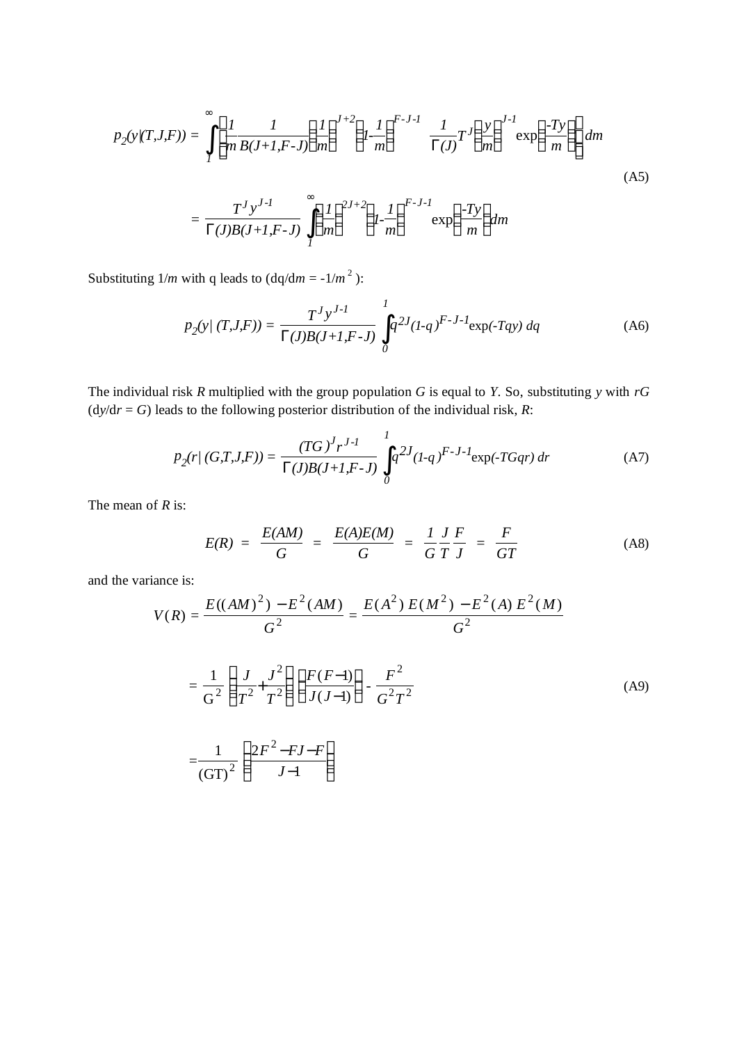$$p_2(y|(T,J,F)) = \int_1^{\infty} \left( \frac{1}{m} \frac{1}{B(J+1,F-J)} \left(\frac{1}{m}\right)^{J+2} \left(1-\frac{1}{m}\right)^{F-J-1} \frac{1}{\Gamma(J)} T^J \left(\frac{y}{m}\right)^{J-1} \exp\left(\frac{-Ty}{m}\right) \right) dm$$

$$= \frac{T^J y^{J-1}}{\Gamma(J)B(J+1,F-J)} \int_1^{\infty} \left(\frac{1}{m}\right)^{2J+2} \left(1-\frac{1}{m}\right)^{F-J-1} \exp\left(\frac{-Ty}{m}\right) dm \tag{A5}$$

Substituting $1/m$ with q leads to ($dq/dm = -1/m^2$ ):

$$p_2(y|\,(T,J,F)) = \frac{T^J y^{J-1}}{\Gamma(J)B(J+1,F-J)} \int_0^1 q^{2J}(1-q)^{F-J-1} \exp(-Tqy)\, dq \tag{A6}$$

The individual risk $R$ multiplied with the group population $G$ is equal to $Y$. So, substituting $y$ with $rG$ ($dy/dr = G$) leads to the following posterior distribution of the individual risk, $R$:

$$p_2(r|\,(G,T,J,F)) = \frac{(TG)^J r^{J-1}}{\Gamma(J)B(J+1,F-J)} \int_0^1 q^{2J}(1-q)^{F-J-1} \exp(-TGqr)\, dr \tag{A7}$$

The mean of $R$ is:

$$E(R) = \frac{E(AM)}{G} = \frac{E(A)E(M)}{G} = \frac{1}{G}\frac{J}{T}\frac{F}{J} = \frac{F}{GT} \tag{A8}$$

and the variance is:

$$V(R) = \frac{E((AM)^2) - E^2(AM)}{G^2} = \frac{E(A^2)\,E(M^2) - E^2(A)\,E^2(M)}{G^2}$$

$$= \frac{1}{G^2}\left(\frac{J}{T^2}+\frac{J^2}{T^2}\right)\left(\frac{F(F-1)}{J(J-1)}\right) - \frac{F^2}{G^2T^2} \tag{A9}$$

$$= \frac{1}{(GT)^2}\left(\frac{2F^2 - FJ - F}{J-1}\right)$$